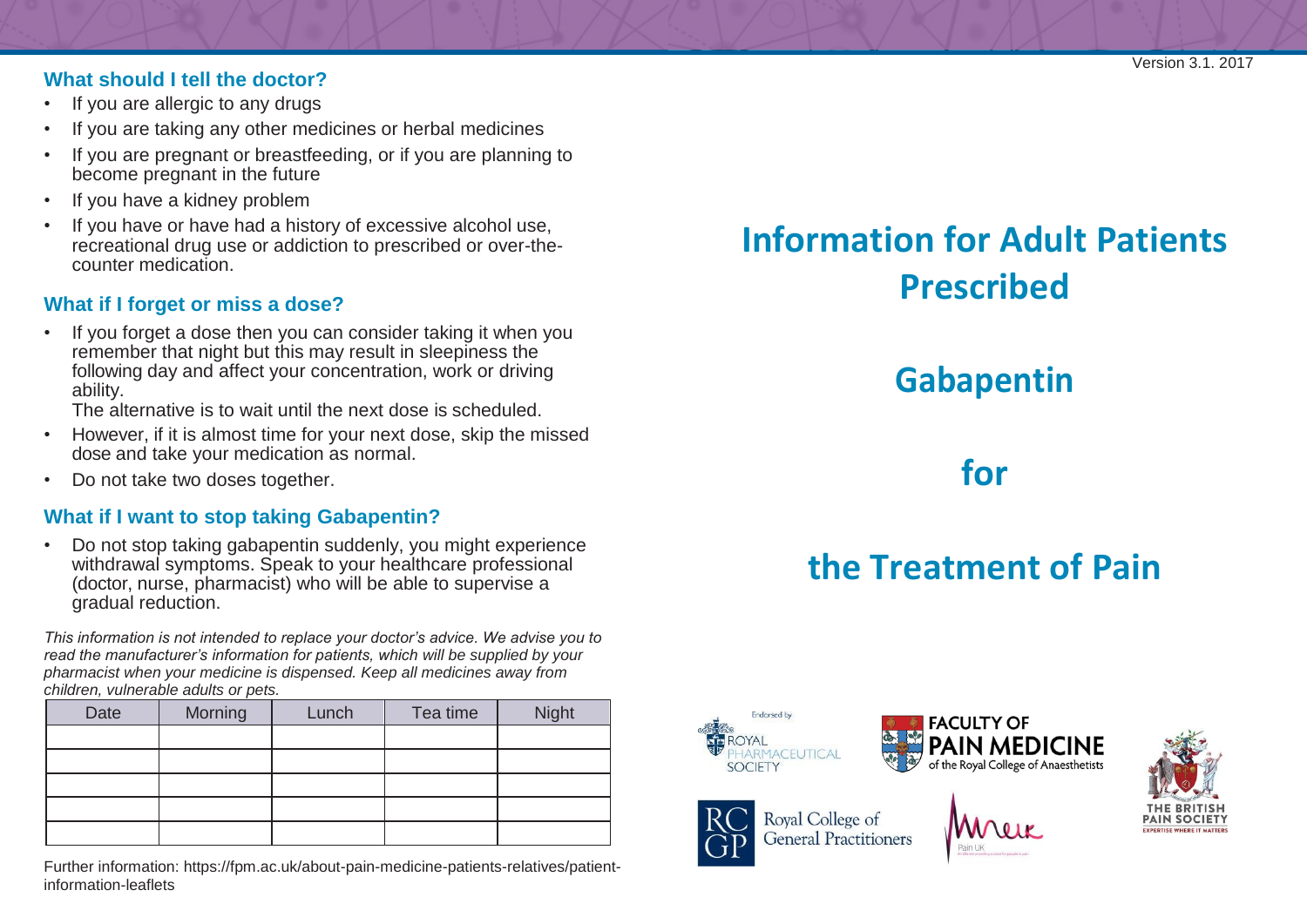Version 3.1. 2017

### What should I tell the doctor?

- If you are allergic to any drugs
- If you are taking any other medicines or herbal medicines
- If you are pregnant or breastfeeding, or if you are planning to become pregnant in the future
- If you have a kidney problem
- If you have or have had a history of excessive alcohol use, recreational drug use or addiction to prescribed or over-the-counter medication.

### What if I forget or miss a dose?

- If you forget a dose then you can consider taking it when you remember that night but this may result in sleepiness the following day and affect your concentration, work or driving ability.
  The alternative is to wait until the next dose is scheduled.
- However, if it is almost time for your next dose, skip the missed dose and take your medication as normal.
- Do not take two doses together.

### What if I want to stop taking Gabapentin?

- Do not stop taking gabapentin suddenly, you might experience withdrawal symptoms. Speak to your healthcare professional (doctor, nurse, pharmacist) who will be able to supervise a gradual reduction.

*This information is not intended to replace your doctor's advice. We advise you to read the manufacturer's information for patients, which will be supplied by your pharmacist when your medicine is dispensed. Keep all medicines away from children, vulnerable adults or pets.*

| Date | Morning | Lunch | Tea time | Night |
|---|---|---|---|---|
| | | | | |
| | | | | |
| | | | | |
| | | | | |
| | | | | |

Further information: https://fpm.ac.uk/about-pain-medicine-patients-relatives/patient-information-leaflets

# Information for Adult Patients Prescribed

# Gabapentin

# for

# the Treatment of Pain

Endorsed by ROYAL PHARMACEUTICAL SOCIETY

FACULTY OF PAIN MEDICINE of the Royal College of Anaesthetists

THE BRITISH PAIN SOCIETY — EXPERTISE WHERE IT MATTERS

RCGP Royal College of General Practitioners

Pain UK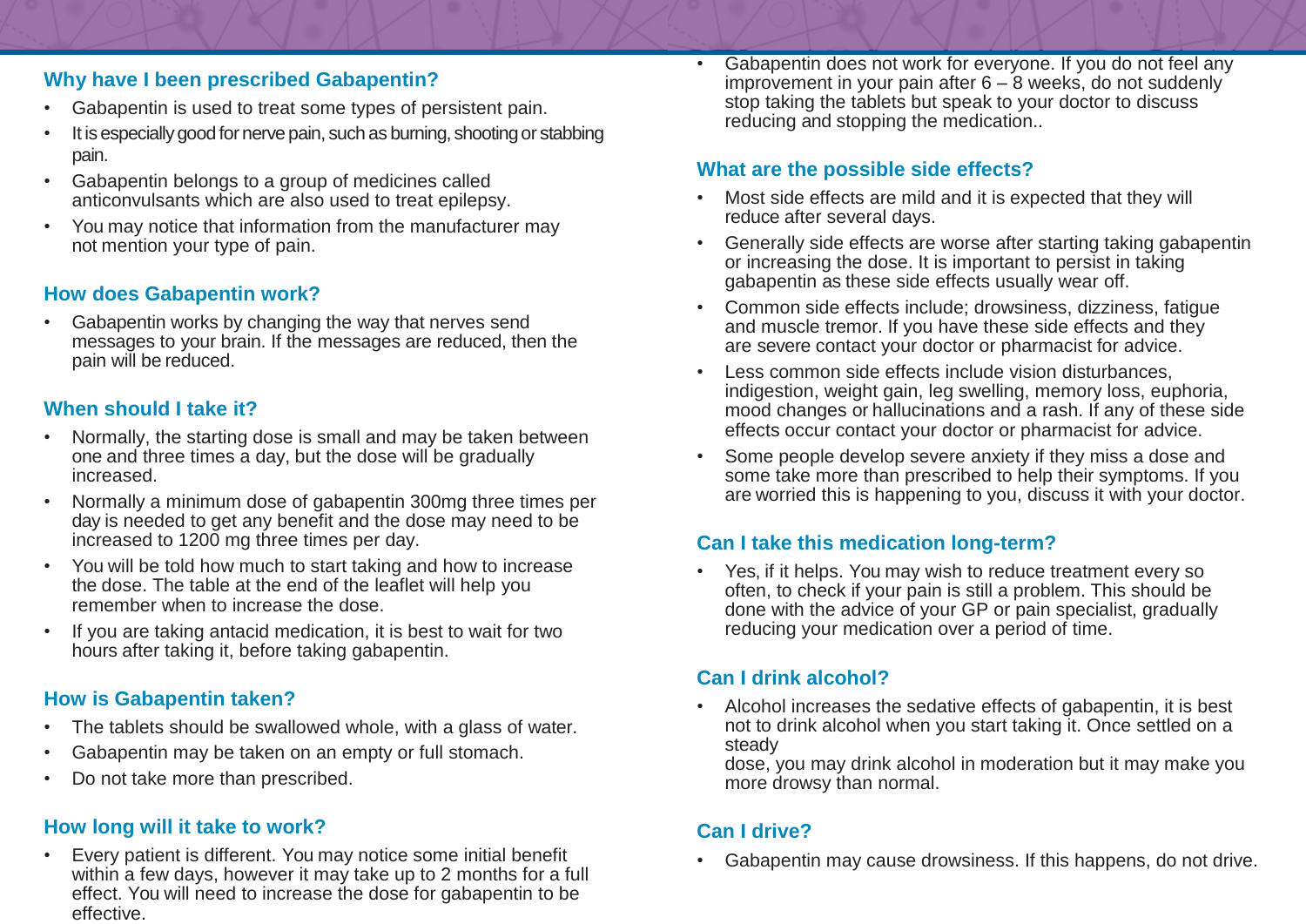## Why have I been prescribed Gabapentin?

- Gabapentin is used to treat some types of persistent pain.
- It is especially good for nerve pain, such as burning, shooting or stabbing pain.
- Gabapentin belongs to a group of medicines called anticonvulsants which are also used to treat epilepsy.
- You may notice that information from the manufacturer may not mention your type of pain.

## How does Gabapentin work?

- Gabapentin works by changing the way that nerves send messages to your brain. If the messages are reduced, then the pain will be reduced.

## When should I take it?

- Normally, the starting dose is small and may be taken between one and three times a day, but the dose will be gradually increased.
- Normally a minimum dose of gabapentin 300mg three times per day is needed to get any benefit and the dose may need to be increased to 1200 mg three times per day.
- You will be told how much to start taking and how to increase the dose. The table at the end of the leaflet will help you remember when to increase the dose.
- If you are taking antacid medication, it is best to wait for two hours after taking it, before taking gabapentin.

## How is Gabapentin taken?

- The tablets should be swallowed whole, with a glass of water.
- Gabapentin may be taken on an empty or full stomach.
- Do not take more than prescribed.

## How long will it take to work?

- Every patient is different. You may notice some initial benefit within a few days, however it may take up to 2 months for a full effect. You will need to increase the dose for gabapentin to be effective.
- Gabapentin does not work for everyone. If you do not feel any improvement in your pain after 6 – 8 weeks, do not suddenly stop taking the tablets but speak to your doctor to discuss reducing and stopping the medication..

## What are the possible side effects?

- Most side effects are mild and it is expected that they will reduce after several days.
- Generally side effects are worse after starting taking gabapentin or increasing the dose. It is important to persist in taking gabapentin as these side effects usually wear off.
- Common side effects include; drowsiness, dizziness, fatigue and muscle tremor. If you have these side effects and they are severe contact your doctor or pharmacist for advice.
- Less common side effects include vision disturbances, indigestion, weight gain, leg swelling, memory loss, euphoria, mood changes or hallucinations and a rash. If any of these side effects occur contact your doctor or pharmacist for advice.
- Some people develop severe anxiety if they miss a dose and some take more than prescribed to help their symptoms. If you are worried this is happening to you, discuss it with your doctor.

## Can I take this medication long-term?

- Yes, if it helps. You may wish to reduce treatment every so often, to check if your pain is still a problem. This should be done with the advice of your GP or pain specialist, gradually reducing your medication over a period of time.

## Can I drink alcohol?

- Alcohol increases the sedative effects of gabapentin, it is best not to drink alcohol when you start taking it. Once settled on a steady dose, you may drink alcohol in moderation but it may make you more drowsy than normal.

## Can I drive?

- Gabapentin may cause drowsiness. If this happens, do not drive.